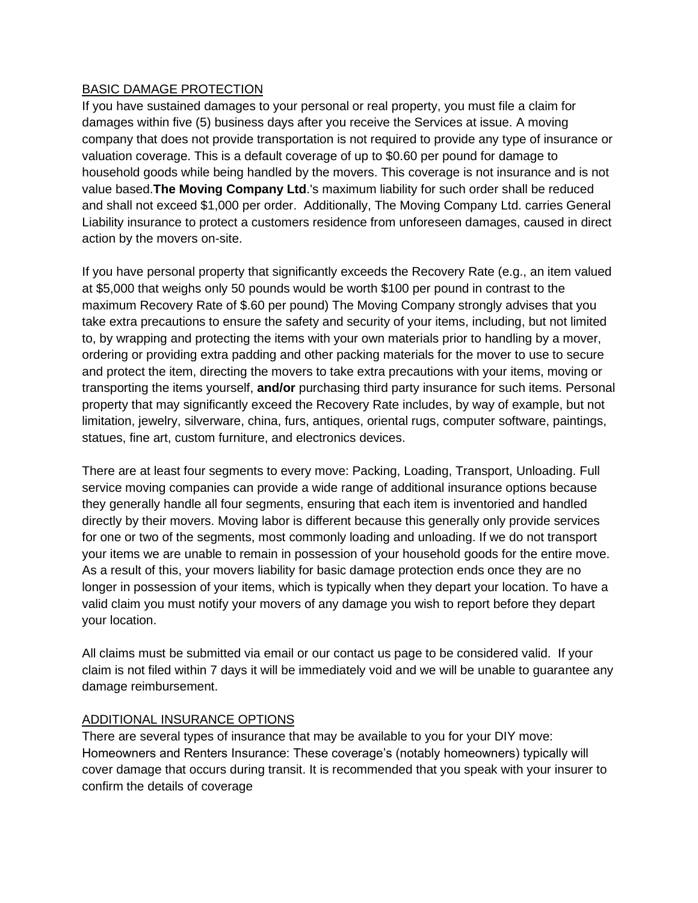## BASIC DAMAGE PROTECTION

If you have sustained damages to your personal or real property, you must file a claim for damages within five (5) business days after you receive the Services at issue. A moving company that does not provide transportation is not required to provide any type of insurance or valuation coverage. This is a default coverage of up to $0.60 per pound for damage to household goods while being handled by the movers. This coverage is not insurance and is not value based.**The Moving Company Ltd**.'s maximum liability for such order shall be reduced and shall not exceed $1,000 per order. Additionally, The Moving Company Ltd. carries General Liability insurance to protect a customers residence from unforeseen damages, caused in direct action by the movers on-site.

If you have personal property that significantly exceeds the Recovery Rate (e.g., an item valued at $5,000 that weighs only 50 pounds would be worth $100 per pound in contrast to the maximum Recovery Rate of $.60 per pound) The Moving Company strongly advises that you take extra precautions to ensure the safety and security of your items, including, but not limited to, by wrapping and protecting the items with your own materials prior to handling by a mover, ordering or providing extra padding and other packing materials for the mover to use to secure and protect the item, directing the movers to take extra precautions with your items, moving or transporting the items yourself, **and/or** purchasing third party insurance for such items. Personal property that may significantly exceed the Recovery Rate includes, by way of example, but not limitation, jewelry, silverware, china, furs, antiques, oriental rugs, computer software, paintings, statues, fine art, custom furniture, and electronics devices.

There are at least four segments to every move: Packing, Loading, Transport, Unloading. Full service moving companies can provide a wide range of additional insurance options because they generally handle all four segments, ensuring that each item is inventoried and handled directly by their movers. Moving labor is different because this generally only provide services for one or two of the segments, most commonly loading and unloading. If we do not transport your items we are unable to remain in possession of your household goods for the entire move. As a result of this, your movers liability for basic damage protection ends once they are no longer in possession of your items, which is typically when they depart your location. To have a valid claim you must notify your movers of any damage you wish to report before they depart your location.

All claims must be submitted via email or our contact us page to be considered valid. If your claim is not filed within 7 days it will be immediately void and we will be unable to guarantee any damage reimbursement.

## ADDITIONAL INSURANCE OPTIONS

There are several types of insurance that may be available to you for your DIY move:
Homeowners and Renters Insurance: These coverage's (notably homeowners) typically will cover damage that occurs during transit. It is recommended that you speak with your insurer to confirm the details of coverage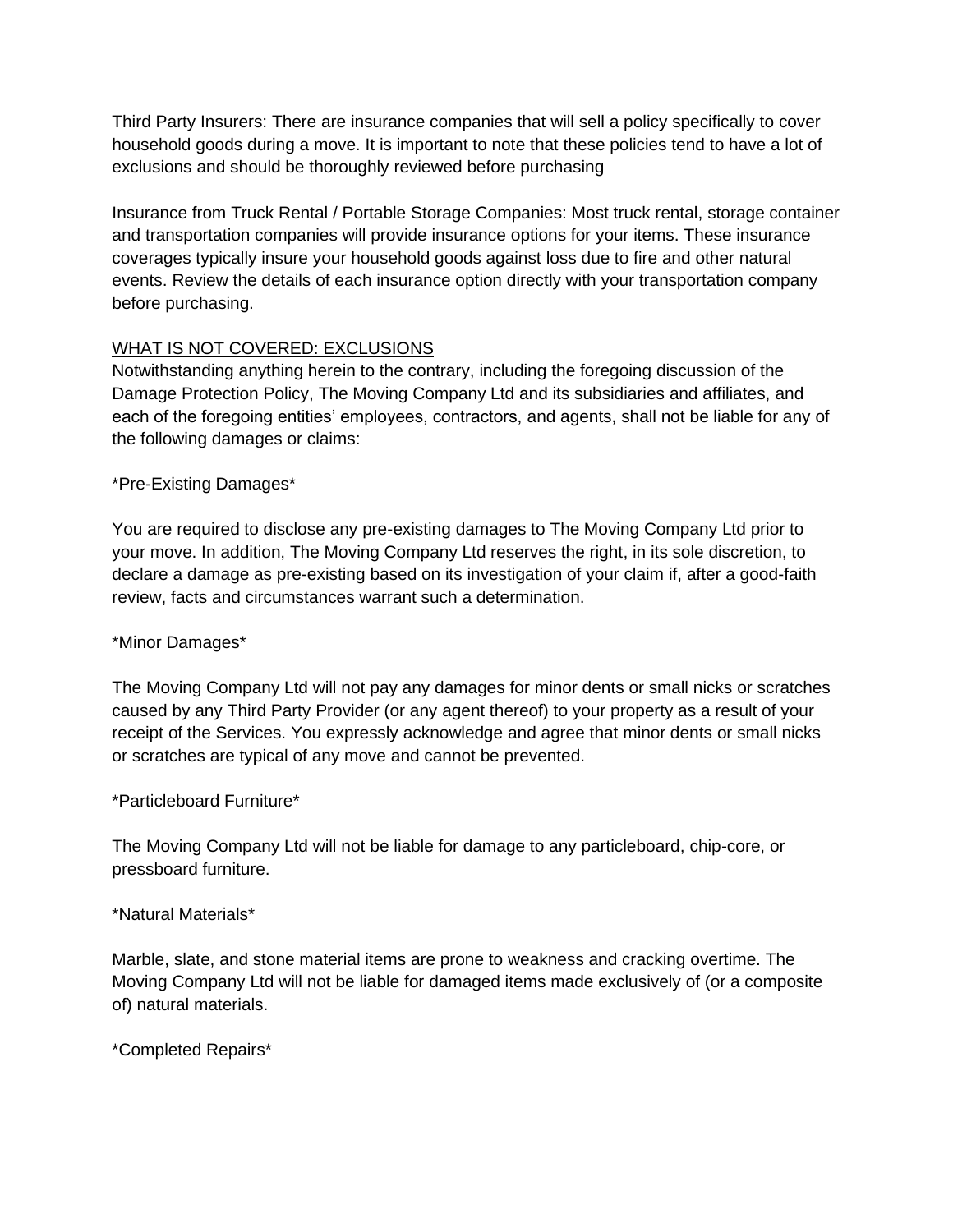Third Party Insurers: There are insurance companies that will sell a policy specifically to cover household goods during a move. It is important to note that these policies tend to have a lot of exclusions and should be thoroughly reviewed before purchasing

Insurance from Truck Rental / Portable Storage Companies: Most truck rental, storage container and transportation companies will provide insurance options for your items. These insurance coverages typically insure your household goods against loss due to fire and other natural events. Review the details of each insurance option directly with your transportation company before purchasing.

<u>WHAT IS NOT COVERED: EXCLUSIONS</u>

Notwithstanding anything herein to the contrary, including the foregoing discussion of the Damage Protection Policy, The Moving Company Ltd and its subsidiaries and affiliates, and each of the foregoing entities' employees, contractors, and agents, shall not be liable for any of the following damages or claims:

*Pre-Existing Damages*

You are required to disclose any pre-existing damages to The Moving Company Ltd prior to your move. In addition, The Moving Company Ltd reserves the right, in its sole discretion, to declare a damage as pre-existing based on its investigation of your claim if, after a good-faith review, facts and circumstances warrant such a determination.

*Minor Damages*

The Moving Company Ltd will not pay any damages for minor dents or small nicks or scratches caused by any Third Party Provider (or any agent thereof) to your property as a result of your receipt of the Services. You expressly acknowledge and agree that minor dents or small nicks or scratches are typical of any move and cannot be prevented.

*Particleboard Furniture*

The Moving Company Ltd will not be liable for damage to any particleboard, chip-core, or pressboard furniture.

*Natural Materials*

Marble, slate, and stone material items are prone to weakness and cracking overtime. The Moving Company Ltd will not be liable for damaged items made exclusively of (or a composite of) natural materials.

*Completed Repairs*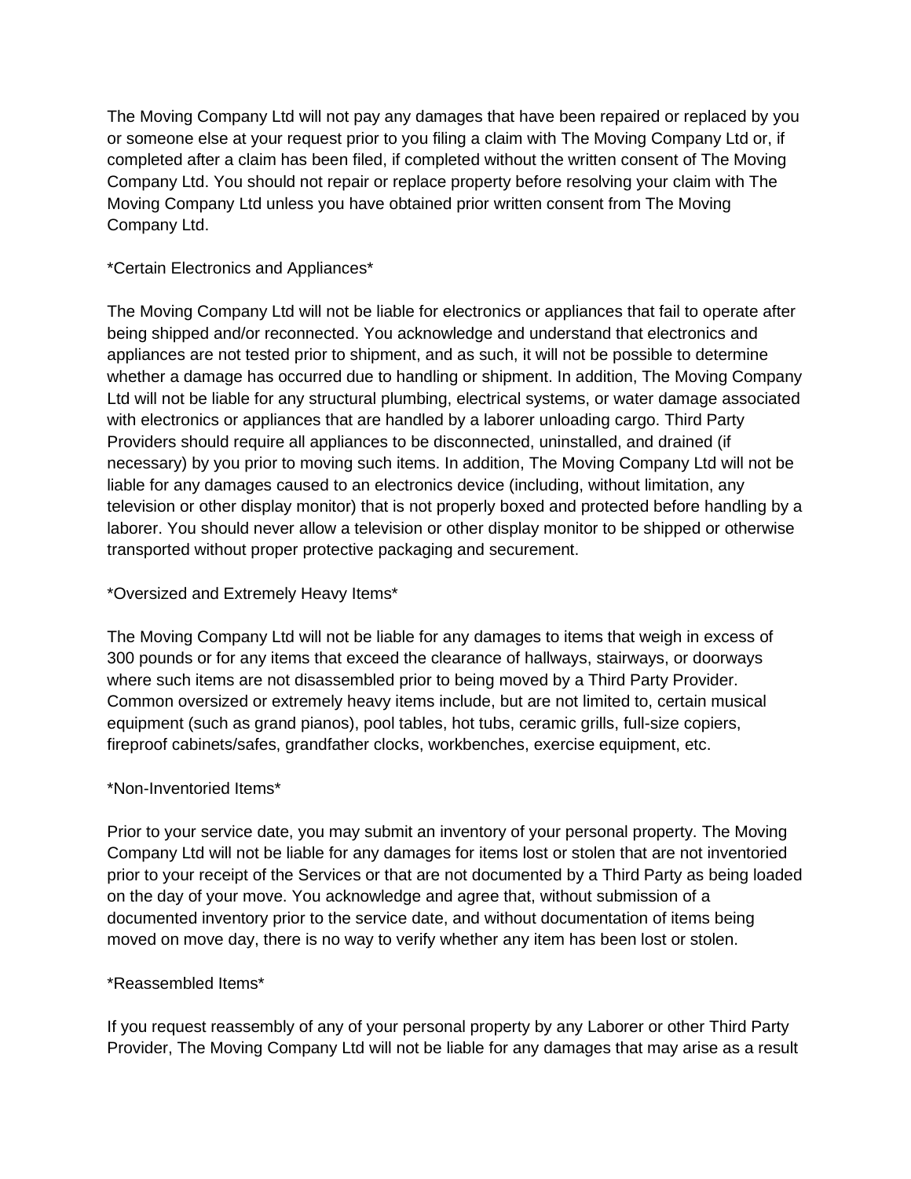The Moving Company Ltd will not pay any damages that have been repaired or replaced by you or someone else at your request prior to you filing a claim with The Moving Company Ltd or, if completed after a claim has been filed, if completed without the written consent of The Moving Company Ltd. You should not repair or replace property before resolving your claim with The Moving Company Ltd unless you have obtained prior written consent from The Moving Company Ltd.

*Certain Electronics and Appliances*

The Moving Company Ltd will not be liable for electronics or appliances that fail to operate after being shipped and/or reconnected. You acknowledge and understand that electronics and appliances are not tested prior to shipment, and as such, it will not be possible to determine whether a damage has occurred due to handling or shipment. In addition, The Moving Company Ltd will not be liable for any structural plumbing, electrical systems, or water damage associated with electronics or appliances that are handled by a laborer unloading cargo. Third Party Providers should require all appliances to be disconnected, uninstalled, and drained (if necessary) by you prior to moving such items. In addition, The Moving Company Ltd will not be liable for any damages caused to an electronics device (including, without limitation, any television or other display monitor) that is not properly boxed and protected before handling by a laborer. You should never allow a television or other display monitor to be shipped or otherwise transported without proper protective packaging and securement.

*Oversized and Extremely Heavy Items*

The Moving Company Ltd will not be liable for any damages to items that weigh in excess of 300 pounds or for any items that exceed the clearance of hallways, stairways, or doorways where such items are not disassembled prior to being moved by a Third Party Provider. Common oversized or extremely heavy items include, but are not limited to, certain musical equipment (such as grand pianos), pool tables, hot tubs, ceramic grills, full-size copiers, fireproof cabinets/safes, grandfather clocks, workbenches, exercise equipment, etc.

*Non-Inventoried Items*

Prior to your service date, you may submit an inventory of your personal property. The Moving Company Ltd will not be liable for any damages for items lost or stolen that are not inventoried prior to your receipt of the Services or that are not documented by a Third Party as being loaded on the day of your move. You acknowledge and agree that, without submission of a documented inventory prior to the service date, and without documentation of items being moved on move day, there is no way to verify whether any item has been lost or stolen.

*Reassembled Items*

If you request reassembly of any of your personal property by any Laborer or other Third Party Provider, The Moving Company Ltd will not be liable for any damages that may arise as a result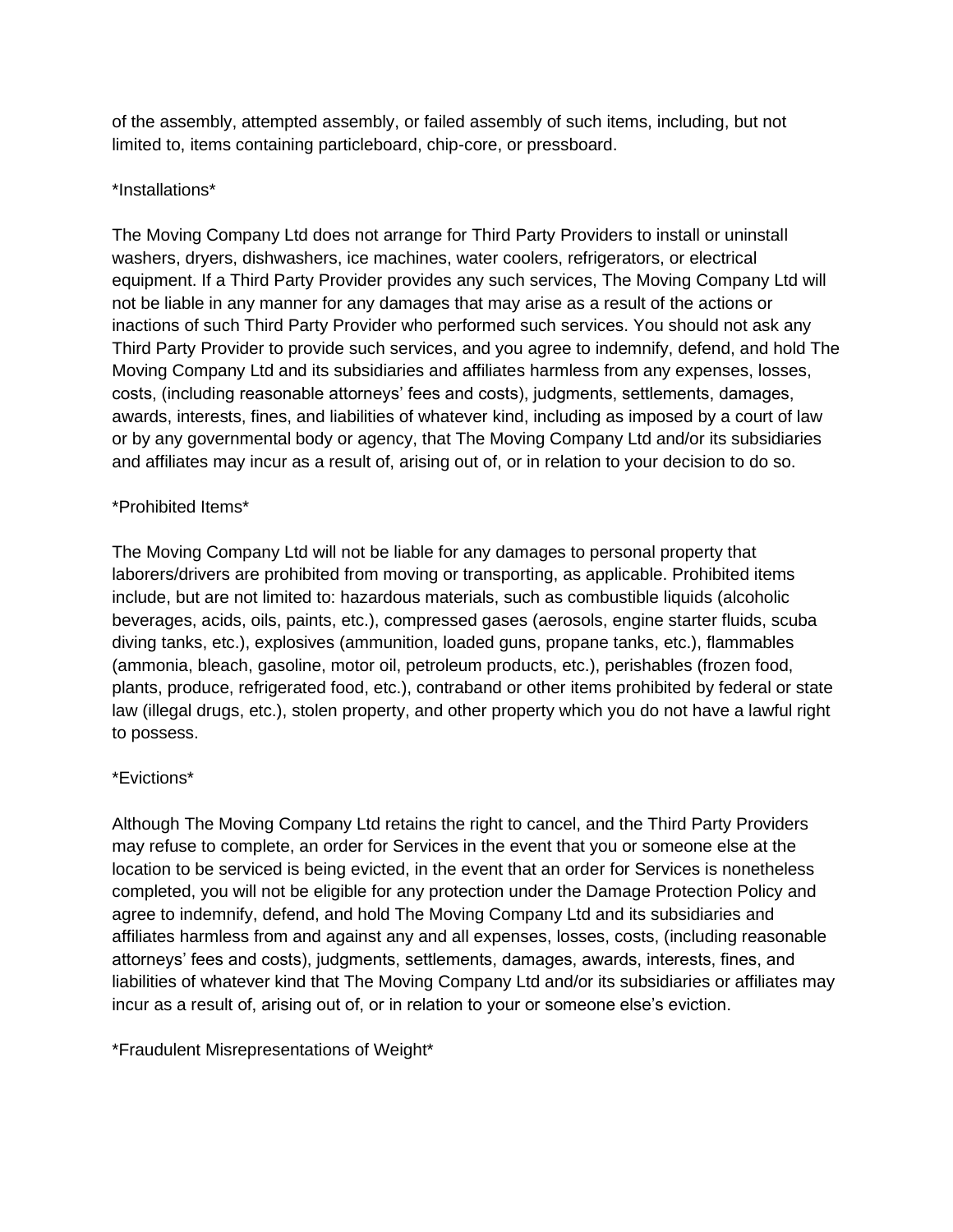of the assembly, attempted assembly, or failed assembly of such items, including, but not limited to, items containing particleboard, chip-core, or pressboard.

*Installations*

The Moving Company Ltd does not arrange for Third Party Providers to install or uninstall washers, dryers, dishwashers, ice machines, water coolers, refrigerators, or electrical equipment. If a Third Party Provider provides any such services, The Moving Company Ltd will not be liable in any manner for any damages that may arise as a result of the actions or inactions of such Third Party Provider who performed such services. You should not ask any Third Party Provider to provide such services, and you agree to indemnify, defend, and hold The Moving Company Ltd and its subsidiaries and affiliates harmless from any expenses, losses, costs, (including reasonable attorneys' fees and costs), judgments, settlements, damages, awards, interests, fines, and liabilities of whatever kind, including as imposed by a court of law or by any governmental body or agency, that The Moving Company Ltd and/or its subsidiaries and affiliates may incur as a result of, arising out of, or in relation to your decision to do so.

*Prohibited Items*

The Moving Company Ltd will not be liable for any damages to personal property that laborers/drivers are prohibited from moving or transporting, as applicable. Prohibited items include, but are not limited to: hazardous materials, such as combustible liquids (alcoholic beverages, acids, oils, paints, etc.), compressed gases (aerosols, engine starter fluids, scuba diving tanks, etc.), explosives (ammunition, loaded guns, propane tanks, etc.), flammables (ammonia, bleach, gasoline, motor oil, petroleum products, etc.), perishables (frozen food, plants, produce, refrigerated food, etc.), contraband or other items prohibited by federal or state law (illegal drugs, etc.), stolen property, and other property which you do not have a lawful right to possess.

*Evictions*

Although The Moving Company Ltd retains the right to cancel, and the Third Party Providers may refuse to complete, an order for Services in the event that you or someone else at the location to be serviced is being evicted, in the event that an order for Services is nonetheless completed, you will not be eligible for any protection under the Damage Protection Policy and agree to indemnify, defend, and hold The Moving Company Ltd and its subsidiaries and affiliates harmless from and against any and all expenses, losses, costs, (including reasonable attorneys' fees and costs), judgments, settlements, damages, awards, interests, fines, and liabilities of whatever kind that The Moving Company Ltd and/or its subsidiaries or affiliates may incur as a result of, arising out of, or in relation to your or someone else's eviction.

*Fraudulent Misrepresentations of Weight*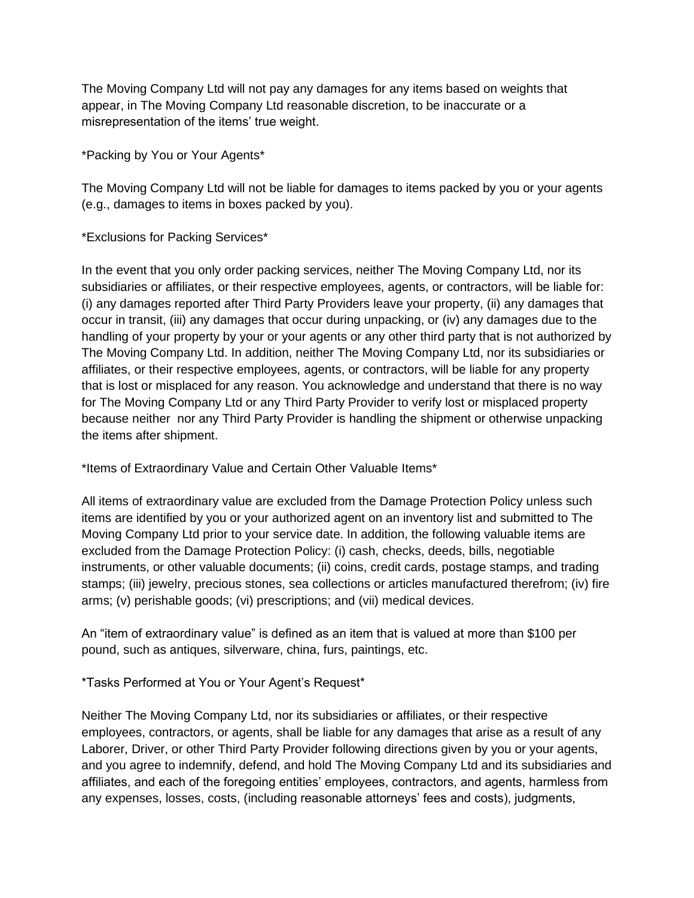The Moving Company Ltd will not pay any damages for any items based on weights that appear, in The Moving Company Ltd reasonable discretion, to be inaccurate or a misrepresentation of the items' true weight.

*Packing by You or Your Agents*

The Moving Company Ltd will not be liable for damages to items packed by you or your agents (e.g., damages to items in boxes packed by you).

*Exclusions for Packing Services*

In the event that you only order packing services, neither The Moving Company Ltd, nor its subsidiaries or affiliates, or their respective employees, agents, or contractors, will be liable for: (i) any damages reported after Third Party Providers leave your property, (ii) any damages that occur in transit, (iii) any damages that occur during unpacking, or (iv) any damages due to the handling of your property by your or your agents or any other third party that is not authorized by The Moving Company Ltd. In addition, neither The Moving Company Ltd, nor its subsidiaries or affiliates, or their respective employees, agents, or contractors, will be liable for any property that is lost or misplaced for any reason. You acknowledge and understand that there is no way for The Moving Company Ltd or any Third Party Provider to verify lost or misplaced property because neither  nor any Third Party Provider is handling the shipment or otherwise unpacking the items after shipment.

*Items of Extraordinary Value and Certain Other Valuable Items*

All items of extraordinary value are excluded from the Damage Protection Policy unless such items are identified by you or your authorized agent on an inventory list and submitted to The Moving Company Ltd prior to your service date. In addition, the following valuable items are excluded from the Damage Protection Policy: (i) cash, checks, deeds, bills, negotiable instruments, or other valuable documents; (ii) coins, credit cards, postage stamps, and trading stamps; (iii) jewelry, precious stones, sea collections or articles manufactured therefrom; (iv) fire arms; (v) perishable goods; (vi) prescriptions; and (vii) medical devices.

An "item of extraordinary value" is defined as an item that is valued at more than $100 per pound, such as antiques, silverware, china, furs, paintings, etc.

*Tasks Performed at You or Your Agent's Request*

Neither The Moving Company Ltd, nor its subsidiaries or affiliates, or their respective employees, contractors, or agents, shall be liable for any damages that arise as a result of any Laborer, Driver, or other Third Party Provider following directions given by you or your agents, and you agree to indemnify, defend, and hold The Moving Company Ltd and its subsidiaries and affiliates, and each of the foregoing entities' employees, contractors, and agents, harmless from any expenses, losses, costs, (including reasonable attorneys' fees and costs), judgments,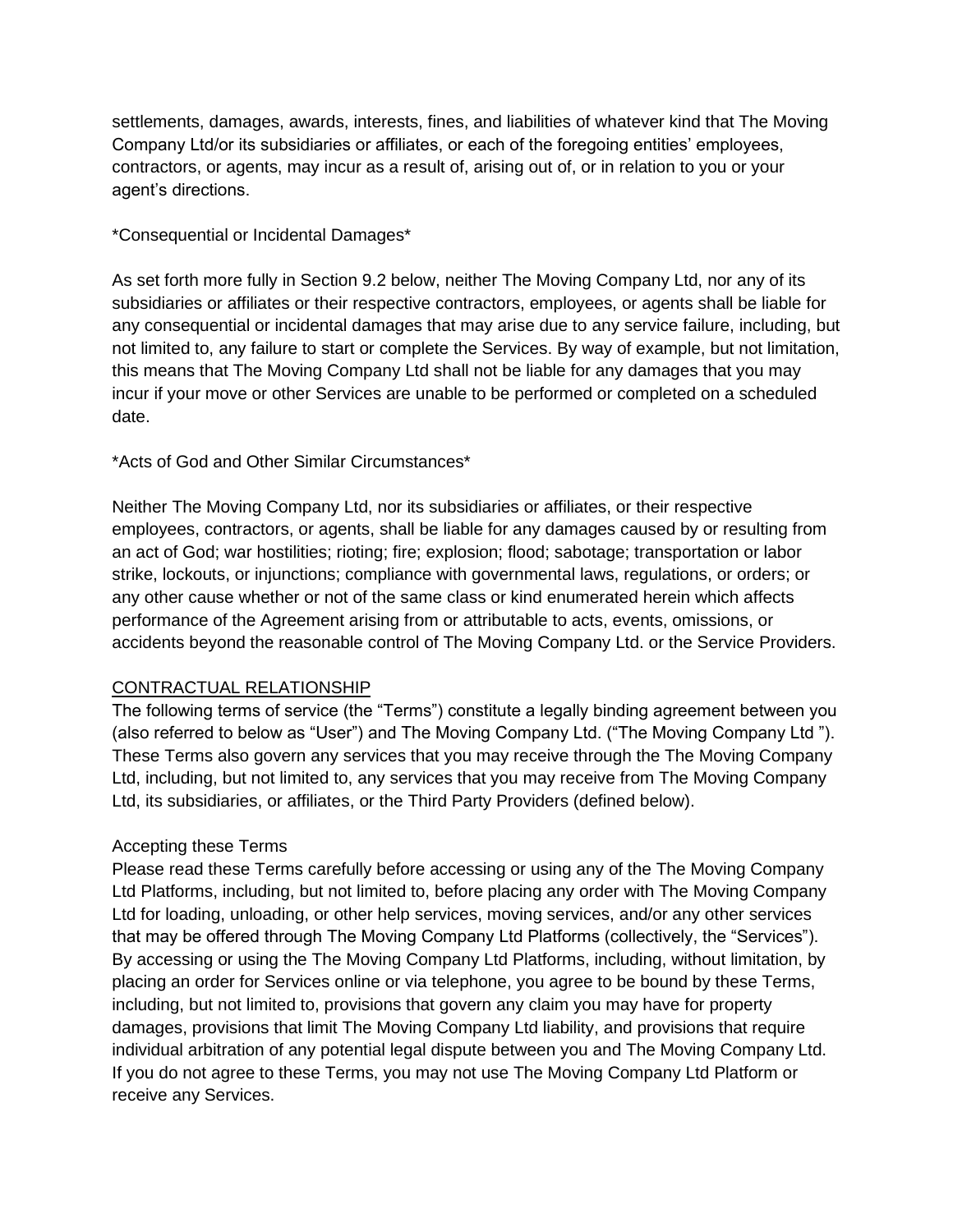settlements, damages, awards, interests, fines, and liabilities of whatever kind that The Moving Company Ltd/or its subsidiaries or affiliates, or each of the foregoing entities' employees, contractors, or agents, may incur as a result of, arising out of, or in relation to you or your agent's directions.

*Consequential or Incidental Damages*

As set forth more fully in Section 9.2 below, neither The Moving Company Ltd, nor any of its subsidiaries or affiliates or their respective contractors, employees, or agents shall be liable for any consequential or incidental damages that may arise due to any service failure, including, but not limited to, any failure to start or complete the Services. By way of example, but not limitation, this means that The Moving Company Ltd shall not be liable for any damages that you may incur if your move or other Services are unable to be performed or completed on a scheduled date.

*Acts of God and Other Similar Circumstances*

Neither The Moving Company Ltd, nor its subsidiaries or affiliates, or their respective employees, contractors, or agents, shall be liable for any damages caused by or resulting from an act of God; war hostilities; rioting; fire; explosion; flood; sabotage; transportation or labor strike, lockouts, or injunctions; compliance with governmental laws, regulations, or orders; or any other cause whether or not of the same class or kind enumerated herein which affects performance of the Agreement arising from or attributable to acts, events, omissions, or accidents beyond the reasonable control of The Moving Company Ltd. or the Service Providers.

<u>CONTRACTUAL RELATIONSHIP</u>

The following terms of service (the "Terms") constitute a legally binding agreement between you (also referred to below as "User") and The Moving Company Ltd. ("The Moving Company Ltd "). These Terms also govern any services that you may receive through the The Moving Company Ltd, including, but not limited to, any services that you may receive from The Moving Company Ltd, its subsidiaries, or affiliates, or the Third Party Providers (defined below).

Accepting these Terms

Please read these Terms carefully before accessing or using any of the The Moving Company Ltd Platforms, including, but not limited to, before placing any order with The Moving Company Ltd for loading, unloading, or other help services, moving services, and/or any other services that may be offered through The Moving Company Ltd Platforms (collectively, the "Services"). By accessing or using the The Moving Company Ltd Platforms, including, without limitation, by placing an order for Services online or via telephone, you agree to be bound by these Terms, including, but not limited to, provisions that govern any claim you may have for property damages, provisions that limit The Moving Company Ltd liability, and provisions that require individual arbitration of any potential legal dispute between you and The Moving Company Ltd. If you do not agree to these Terms, you may not use The Moving Company Ltd Platform or receive any Services.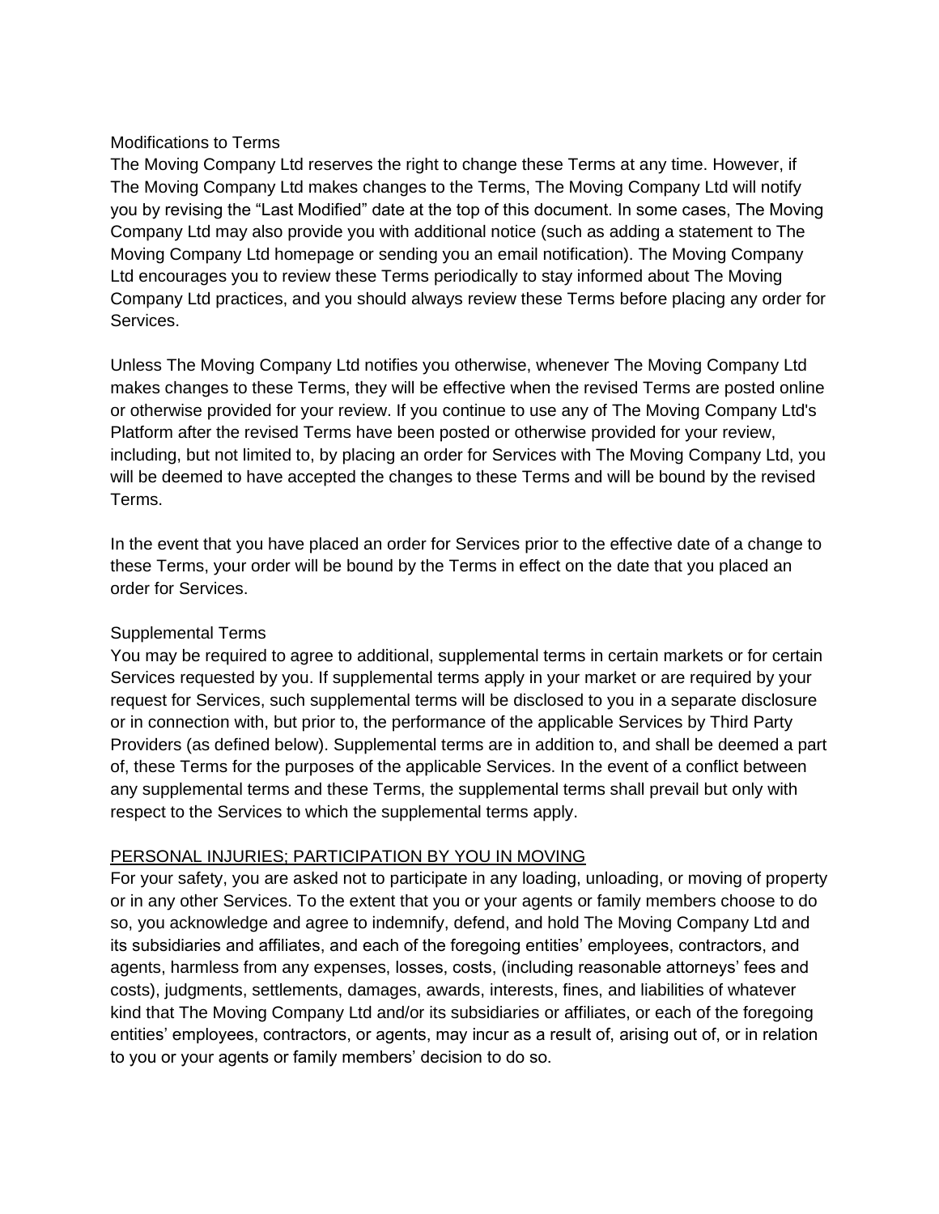Modifications to Terms

The Moving Company Ltd reserves the right to change these Terms at any time. However, if The Moving Company Ltd makes changes to the Terms, The Moving Company Ltd will notify you by revising the “Last Modified” date at the top of this document. In some cases, The Moving Company Ltd may also provide you with additional notice (such as adding a statement to The Moving Company Ltd homepage or sending you an email notification). The Moving Company Ltd encourages you to review these Terms periodically to stay informed about The Moving Company Ltd practices, and you should always review these Terms before placing any order for Services.

Unless The Moving Company Ltd notifies you otherwise, whenever The Moving Company Ltd makes changes to these Terms, they will be effective when the revised Terms are posted online or otherwise provided for your review. If you continue to use any of The Moving Company Ltd's Platform after the revised Terms have been posted or otherwise provided for your review, including, but not limited to, by placing an order for Services with The Moving Company Ltd, you will be deemed to have accepted the changes to these Terms and will be bound by the revised Terms.

In the event that you have placed an order for Services prior to the effective date of a change to these Terms, your order will be bound by the Terms in effect on the date that you placed an order for Services.

Supplemental Terms

You may be required to agree to additional, supplemental terms in certain markets or for certain Services requested by you. If supplemental terms apply in your market or are required by your request for Services, such supplemental terms will be disclosed to you in a separate disclosure or in connection with, but prior to, the performance of the applicable Services by Third Party Providers (as defined below). Supplemental terms are in addition to, and shall be deemed a part of, these Terms for the purposes of the applicable Services. In the event of a conflict between any supplemental terms and these Terms, the supplemental terms shall prevail but only with respect to the Services to which the supplemental terms apply.

PERSONAL INJURIES; PARTICIPATION BY YOU IN MOVING

For your safety, you are asked not to participate in any loading, unloading, or moving of property or in any other Services. To the extent that you or your agents or family members choose to do so, you acknowledge and agree to indemnify, defend, and hold The Moving Company Ltd and its subsidiaries and affiliates, and each of the foregoing entities’ employees, contractors, and agents, harmless from any expenses, losses, costs, (including reasonable attorneys’ fees and costs), judgments, settlements, damages, awards, interests, fines, and liabilities of whatever kind that The Moving Company Ltd and/or its subsidiaries or affiliates, or each of the foregoing entities’ employees, contractors, or agents, may incur as a result of, arising out of, or in relation to you or your agents or family members’ decision to do so.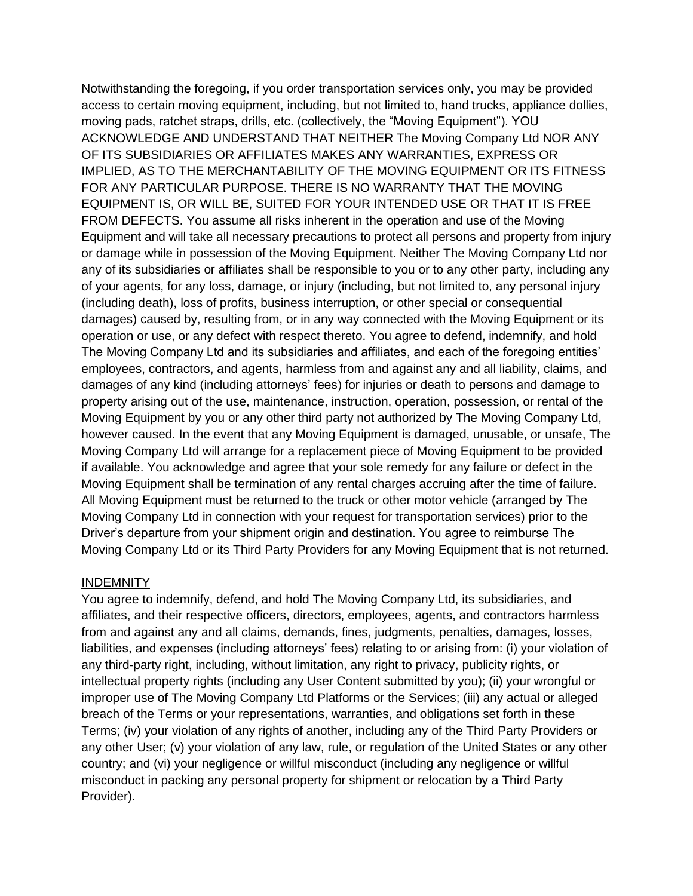Notwithstanding the foregoing, if you order transportation services only, you may be provided access to certain moving equipment, including, but not limited to, hand trucks, appliance dollies, moving pads, ratchet straps, drills, etc. (collectively, the "Moving Equipment"). YOU ACKNOWLEDGE AND UNDERSTAND THAT NEITHER The Moving Company Ltd NOR ANY OF ITS SUBSIDIARIES OR AFFILIATES MAKES ANY WARRANTIES, EXPRESS OR IMPLIED, AS TO THE MERCHANTABILITY OF THE MOVING EQUIPMENT OR ITS FITNESS FOR ANY PARTICULAR PURPOSE. THERE IS NO WARRANTY THAT THE MOVING EQUIPMENT IS, OR WILL BE, SUITED FOR YOUR INTENDED USE OR THAT IT IS FREE FROM DEFECTS. You assume all risks inherent in the operation and use of the Moving Equipment and will take all necessary precautions to protect all persons and property from injury or damage while in possession of the Moving Equipment. Neither The Moving Company Ltd nor any of its subsidiaries or affiliates shall be responsible to you or to any other party, including any of your agents, for any loss, damage, or injury (including, but not limited to, any personal injury (including death), loss of profits, business interruption, or other special or consequential damages) caused by, resulting from, or in any way connected with the Moving Equipment or its operation or use, or any defect with respect thereto. You agree to defend, indemnify, and hold The Moving Company Ltd and its subsidiaries and affiliates, and each of the foregoing entities' employees, contractors, and agents, harmless from and against any and all liability, claims, and damages of any kind (including attorneys' fees) for injuries or death to persons and damage to property arising out of the use, maintenance, instruction, operation, possession, or rental of the Moving Equipment by you or any other third party not authorized by The Moving Company Ltd, however caused. In the event that any Moving Equipment is damaged, unusable, or unsafe, The Moving Company Ltd will arrange for a replacement piece of Moving Equipment to be provided if available. You acknowledge and agree that your sole remedy for any failure or defect in the Moving Equipment shall be termination of any rental charges accruing after the time of failure. All Moving Equipment must be returned to the truck or other motor vehicle (arranged by The Moving Company Ltd in connection with your request for transportation services) prior to the Driver's departure from your shipment origin and destination. You agree to reimburse The Moving Company Ltd or its Third Party Providers for any Moving Equipment that is not returned.

## INDEMNITY

You agree to indemnify, defend, and hold The Moving Company Ltd, its subsidiaries, and affiliates, and their respective officers, directors, employees, agents, and contractors harmless from and against any and all claims, demands, fines, judgments, penalties, damages, losses, liabilities, and expenses (including attorneys' fees) relating to or arising from: (i) your violation of any third-party right, including, without limitation, any right to privacy, publicity rights, or intellectual property rights (including any User Content submitted by you); (ii) your wrongful or improper use of The Moving Company Ltd Platforms or the Services; (iii) any actual or alleged breach of the Terms or your representations, warranties, and obligations set forth in these Terms; (iv) your violation of any rights of another, including any of the Third Party Providers or any other User; (v) your violation of any law, rule, or regulation of the United States or any other country; and (vi) your negligence or willful misconduct (including any negligence or willful misconduct in packing any personal property for shipment or relocation by a Third Party Provider).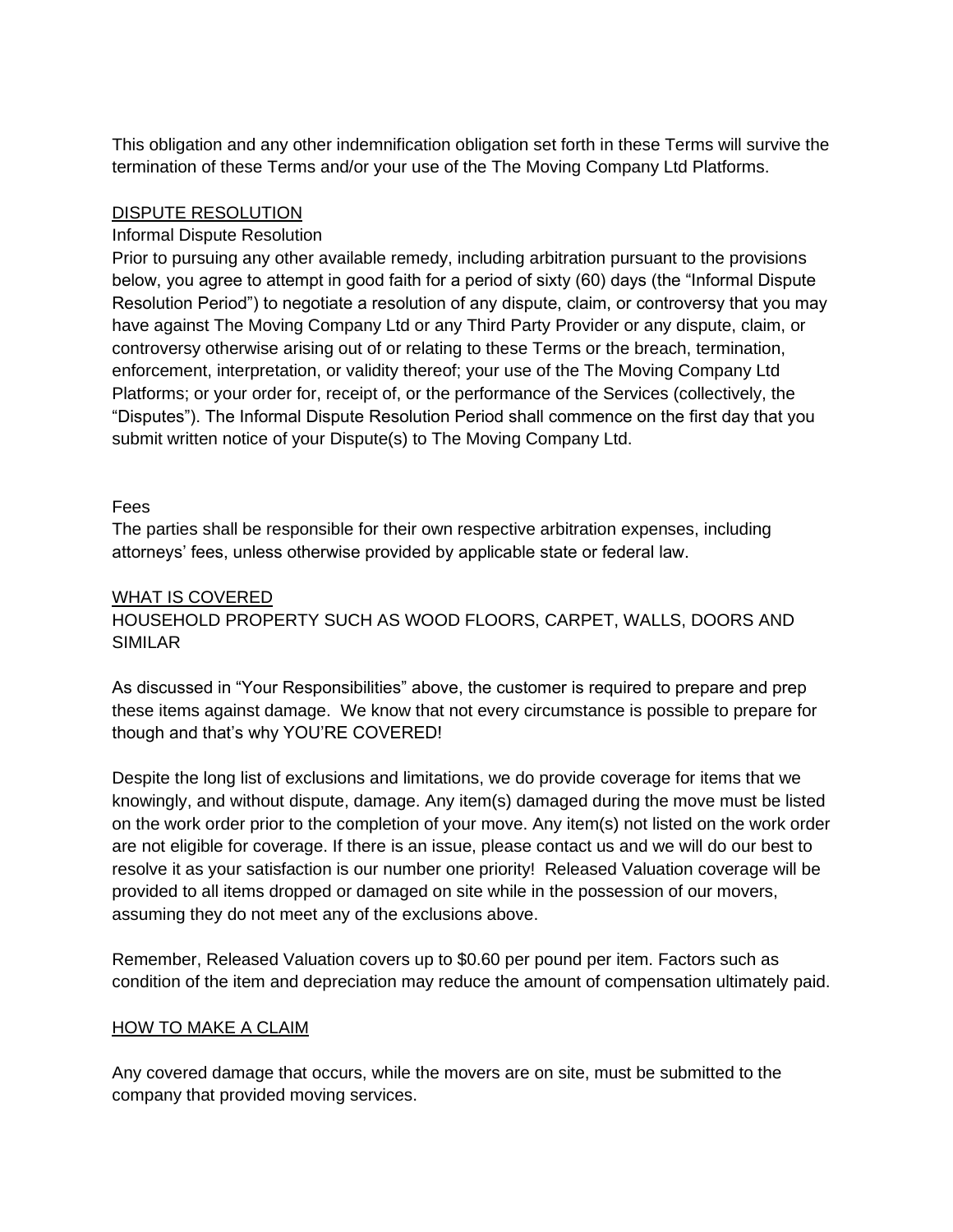This obligation and any other indemnification obligation set forth in these Terms will survive the termination of these Terms and/or your use of the The Moving Company Ltd Platforms.

## DISPUTE RESOLUTION

### Informal Dispute Resolution

Prior to pursuing any other available remedy, including arbitration pursuant to the provisions below, you agree to attempt in good faith for a period of sixty (60) days (the "Informal Dispute Resolution Period") to negotiate a resolution of any dispute, claim, or controversy that you may have against The Moving Company Ltd or any Third Party Provider or any dispute, claim, or controversy otherwise arising out of or relating to these Terms or the breach, termination, enforcement, interpretation, or validity thereof; your use of the The Moving Company Ltd Platforms; or your order for, receipt of, or the performance of the Services (collectively, the "Disputes"). The Informal Dispute Resolution Period shall commence on the first day that you submit written notice of your Dispute(s) to The Moving Company Ltd.

### Fees

The parties shall be responsible for their own respective arbitration expenses, including attorneys' fees, unless otherwise provided by applicable state or federal law.

## WHAT IS COVERED

HOUSEHOLD PROPERTY SUCH AS WOOD FLOORS, CARPET, WALLS, DOORS AND SIMILAR

As discussed in "Your Responsibilities" above, the customer is required to prepare and prep these items against damage. We know that not every circumstance is possible to prepare for though and that's why YOU'RE COVERED!

Despite the long list of exclusions and limitations, we do provide coverage for items that we knowingly, and without dispute, damage. Any item(s) damaged during the move must be listed on the work order prior to the completion of your move. Any item(s) not listed on the work order are not eligible for coverage. If there is an issue, please contact us and we will do our best to resolve it as your satisfaction is our number one priority! Released Valuation coverage will be provided to all items dropped or damaged on site while in the possession of our movers, assuming they do not meet any of the exclusions above.

Remember, Released Valuation covers up to $0.60 per pound per item. Factors such as condition of the item and depreciation may reduce the amount of compensation ultimately paid.

## HOW TO MAKE A CLAIM

Any covered damage that occurs, while the movers are on site, must be submitted to the company that provided moving services.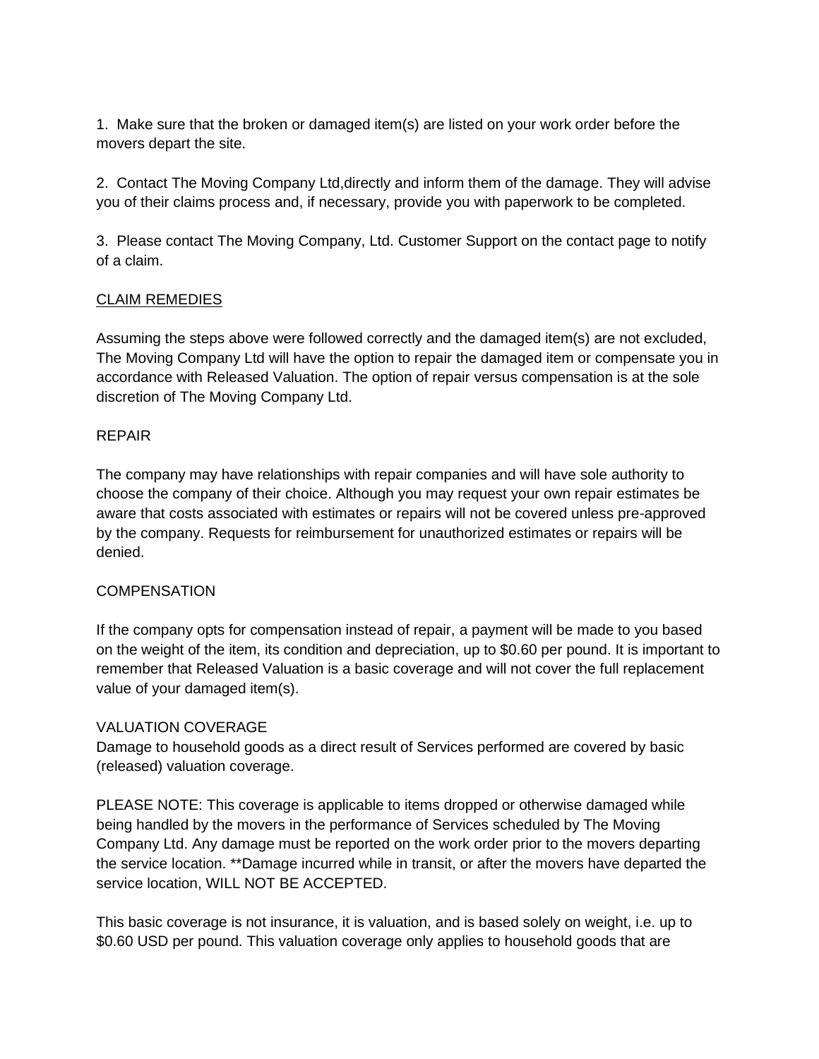1. Make sure that the broken or damaged item(s) are listed on your work order before the movers depart the site.

2. Contact The Moving Company Ltd,directly and inform them of the damage. They will advise you of their claims process and, if necessary, provide you with paperwork to be completed.

3. Please contact The Moving Company, Ltd. Customer Support on the contact page to notify of a claim.

<u>CLAIM REMEDIES</u>

Assuming the steps above were followed correctly and the damaged item(s) are not excluded, The Moving Company Ltd will have the option to repair the damaged item or compensate you in accordance with Released Valuation. The option of repair versus compensation is at the sole discretion of The Moving Company Ltd.

REPAIR

The company may have relationships with repair companies and will have sole authority to choose the company of their choice. Although you may request your own repair estimates be aware that costs associated with estimates or repairs will not be covered unless pre-approved by the company. Requests for reimbursement for unauthorized estimates or repairs will be denied.

COMPENSATION

If the company opts for compensation instead of repair, a payment will be made to you based on the weight of the item, its condition and depreciation, up to $0.60 per pound. It is important to remember that Released Valuation is a basic coverage and will not cover the full replacement value of your damaged item(s).

VALUATION COVERAGE
Damage to household goods as a direct result of Services performed are covered by basic (released) valuation coverage.

PLEASE NOTE: This coverage is applicable to items dropped or otherwise damaged while being handled by the movers in the performance of Services scheduled by The Moving Company Ltd. Any damage must be reported on the work order prior to the movers departing the service location. **Damage incurred while in transit, or after the movers have departed the service location, WILL NOT BE ACCEPTED.

This basic coverage is not insurance, it is valuation, and is based solely on weight, i.e. up to $0.60 USD per pound. This valuation coverage only applies to household goods that are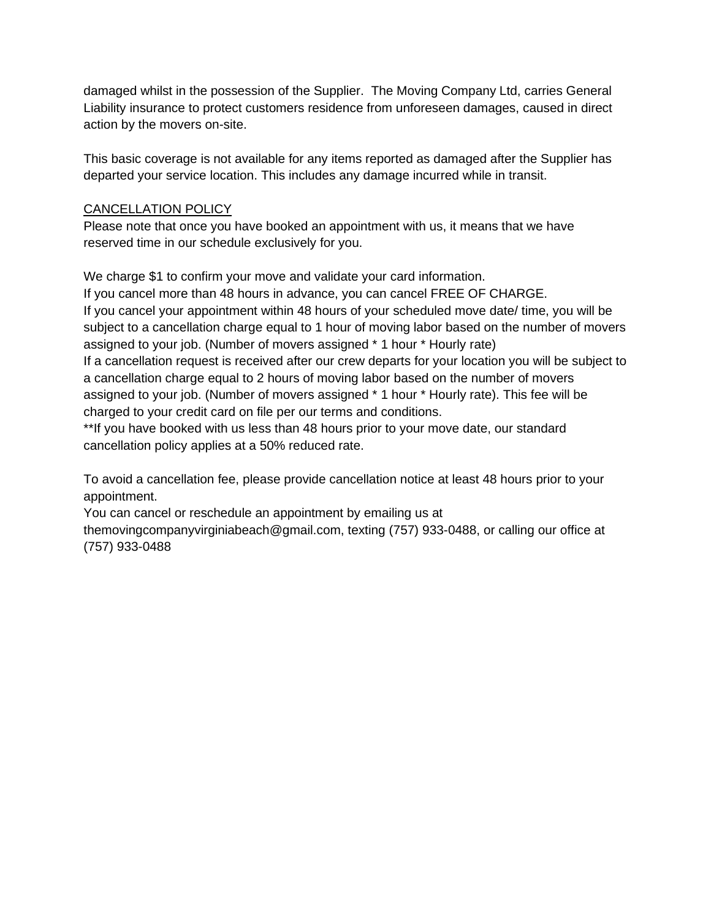damaged whilst in the possession of the Supplier.  The Moving Company Ltd, carries General Liability insurance to protect customers residence from unforeseen damages, caused in direct action by the movers on-site.

This basic coverage is not available for any items reported as damaged after the Supplier has departed your service location. This includes any damage incurred while in transit.

<u>CANCELLATION POLICY</u>

Please note that once you have booked an appointment with us, it means that we have reserved time in our schedule exclusively for you.

We charge $1 to confirm your move and validate your card information.
If you cancel more than 48 hours in advance, you can cancel FREE OF CHARGE.
If you cancel your appointment within 48 hours of your scheduled move date/ time, you will be subject to a cancellation charge equal to 1 hour of moving labor based on the number of movers assigned to your job. (Number of movers assigned * 1 hour * Hourly rate)
If a cancellation request is received after our crew departs for your location you will be subject to a cancellation charge equal to 2 hours of moving labor based on the number of movers assigned to your job. (Number of movers assigned * 1 hour * Hourly rate). This fee will be charged to your credit card on file per our terms and conditions.
**If you have booked with us less than 48 hours prior to your move date, our standard cancellation policy applies at a 50% reduced rate.

To avoid a cancellation fee, please provide cancellation notice at least 48 hours prior to your appointment.
You can cancel or reschedule an appointment by emailing us at themovingcompanyvirginiabeach@gmail.com, texting (757) 933-0488, or calling our office at (757) 933-0488